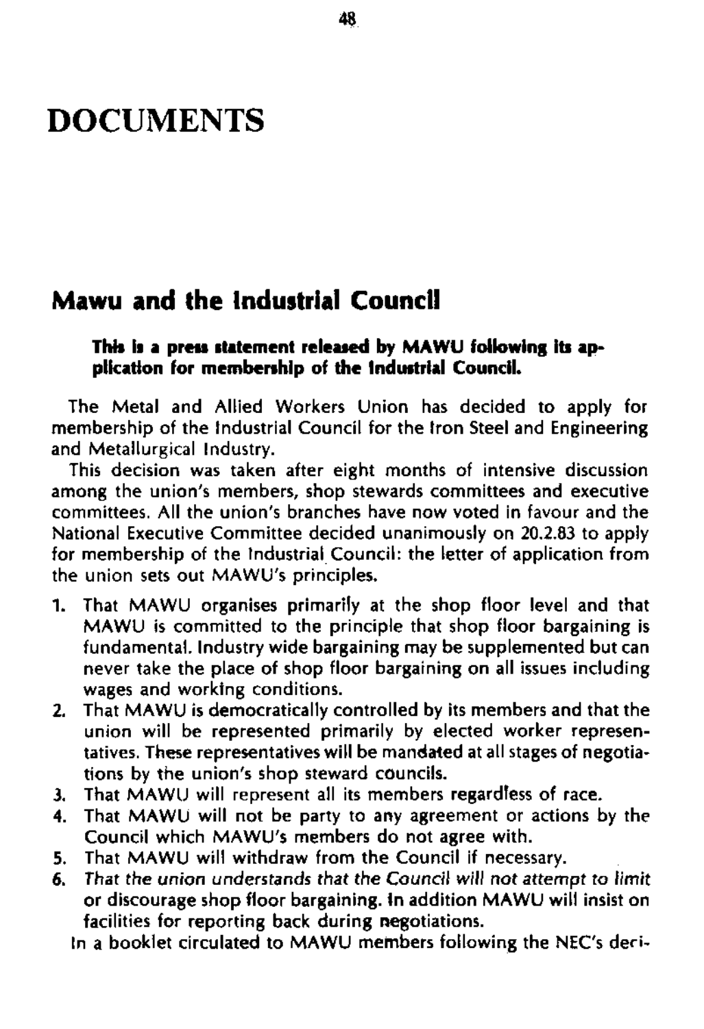# DOCUMENTS

## Mawu and the Industrial Council

**This is a press statement released by MAWU following its application for membership of the Industrial Council.**

The Metal and Allied Workers Union has decided to apply for membership of the Industrial Council for the Iron Steel and Engineering and Metallurgical Industry.

This decision was taken after eight months of intensive discussion among the union's members, shop stewards committees and executive committees. All the union's branches have now voted in favour and the National Executive Committee decided unanimously on 20.2.83 to apply for membership of the Industrial Council: the letter of application from the union sets out MAWU's principles.

1. That MAWU organises primarily at the shop floor level and that MAWU is committed to the principle that shop floor bargaining is fundamental. Industry wide bargaining may be supplemented but can never take the place of shop floor bargaining on all issues including wages and working conditions.
2. That MAWU is democratically controlled by its members and that the union will be represented primarily by elected worker representatives. These representatives will be mandated at all stages of negotiations by the union's shop steward councils.
3. That MAWU will represent all its members regardless of race.
4. That MAWU will not be party to any agreement or actions by the Council which MAWU's members do not agree with.
5. That MAWU will withdraw from the Council if necessary.
6. *That the union understands that the Council will not attempt to limit* or discourage shop floor bargaining. In addition MAWU will insist on facilities for reporting back during negotiations.

In a booklet circulated to MAWU members following the NEC's deci-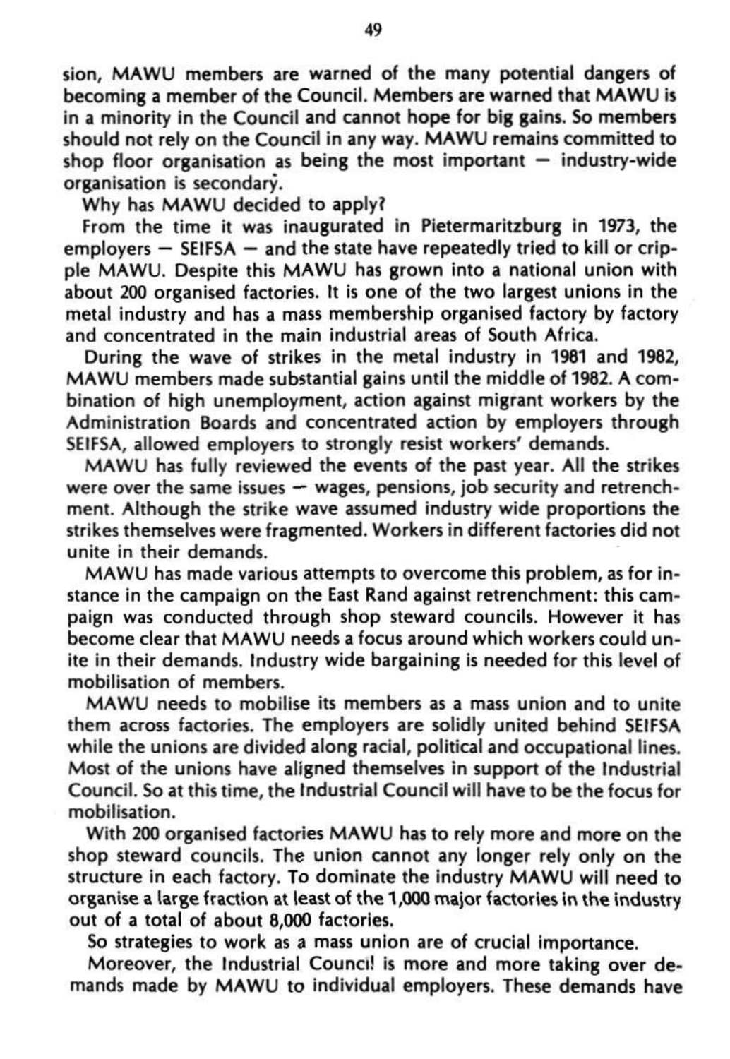sion, MAWU members are warned of the many potential dangers of becoming a member of the Council. Members are warned that MAWU is in a minority in the Council and cannot hope for big gains. So members should not rely on the Council in any way. MAWU remains committed to shop floor organisation as being the most important — industry-wide organisation is secondary.

Why has MAWU decided to apply?

From the time it was inaugurated in Pietermaritzburg in 1973, the employers — SEIFSA — and the state have repeatedly tried to kill or cripple MAWU. Despite this MAWU has grown into a national union with about 200 organised factories. It is one of the two largest unions in the metal industry and has a mass membership organised factory by factory and concentrated in the main industrial areas of South Africa.

During the wave of strikes in the metal industry in 1981 and 1982, MAWU members made substantial gains until the middle of 1982. A combination of high unemployment, action against migrant workers by the Administration Boards and concentrated action by employers through SEIFSA, allowed employers to strongly resist workers' demands.

MAWU has fully reviewed the events of the past year. All the strikes were over the same issues — wages, pensions, job security and retrenchment. Although the strike wave assumed industry wide proportions the strikes themselves were fragmented. Workers in different factories did not unite in their demands.

MAWU has made various attempts to overcome this problem, as for instance in the campaign on the East Rand against retrenchment: this campaign was conducted through shop steward councils. However it has become clear that MAWU needs a focus around which workers could unite in their demands. Industry wide bargaining is needed for this level of mobilisation of members.

MAWU needs to mobilise its members as a mass union and to unite them across factories. The employers are solidly united behind SEIFSA while the unions are divided along racial, political and occupational lines. Most of the unions have aligned themselves in support of the Industrial Council. So at this time, the Industrial Council will have to be the focus for mobilisation.

With 200 organised factories MAWU has to rely more and more on the shop steward councils. The union cannot any longer rely only on the structure in each factory. To dominate the industry MAWU will need to organise a large fraction at least of the 1,000 major factories in the industry out of a total of about 8,000 factories.

So strategies to work as a mass union are of crucial importance.

Moreover, the Industrial Council is more and more taking over demands made by MAWU to individual employers. These demands have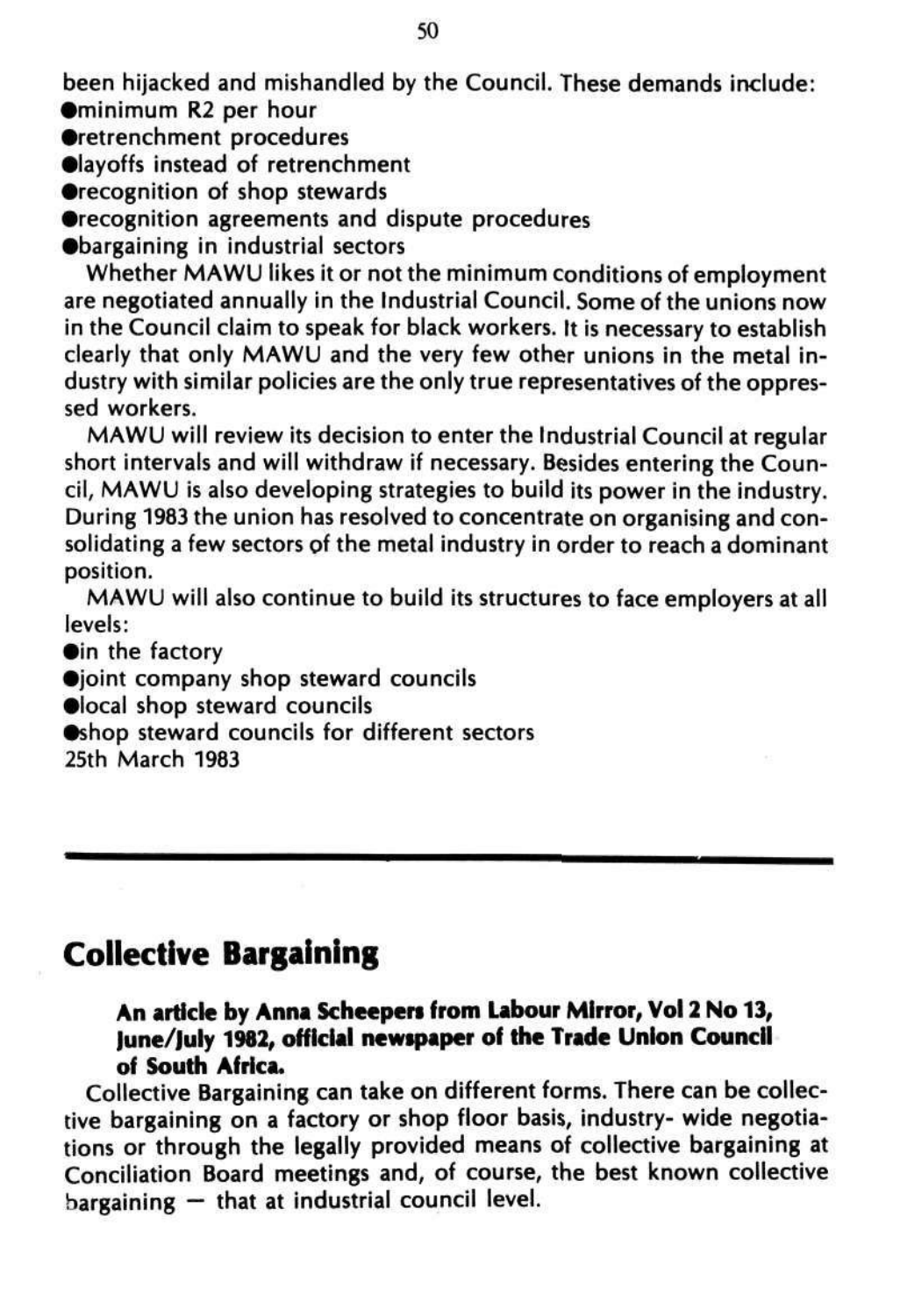been hijacked and mishandled by the Council. These demands include:

- minimum R2 per hour
- retrenchment procedures
- layoffs instead of retrenchment
- recognition of shop stewards
- recognition agreements and dispute procedures
- bargaining in industrial sectors

Whether MAWU likes it or not the minimum conditions of employment are negotiated annually in the Industrial Council. Some of the unions now in the Council claim to speak for black workers. It is necessary to establish clearly that only MAWU and the very few other unions in the metal industry with similar policies are the only true representatives of the oppressed workers.

MAWU will review its decision to enter the Industrial Council at regular short intervals and will withdraw if necessary. Besides entering the Council, MAWU is also developing strategies to build its power in the industry. During 1983 the union has resolved to concentrate on organising and consolidating a few sectors of the metal industry in order to reach a dominant position.

MAWU will also continue to build its structures to face employers at all levels:

- in the factory
- joint company shop steward councils
- local shop steward councils
- shop steward councils for different sectors

25th March 1983

---

## Collective Bargaining

**An article by Anna Scheepers from Labour Mirror, Vol 2 No 13, June/July 1982, official newspaper of the Trade Union Council of South Africa.**

Collective Bargaining can take on different forms. There can be collective bargaining on a factory or shop floor basis, industry- wide negotiations or through the legally provided means of collective bargaining at Conciliation Board meetings and, of course, the best known collective bargaining — that at industrial council level.